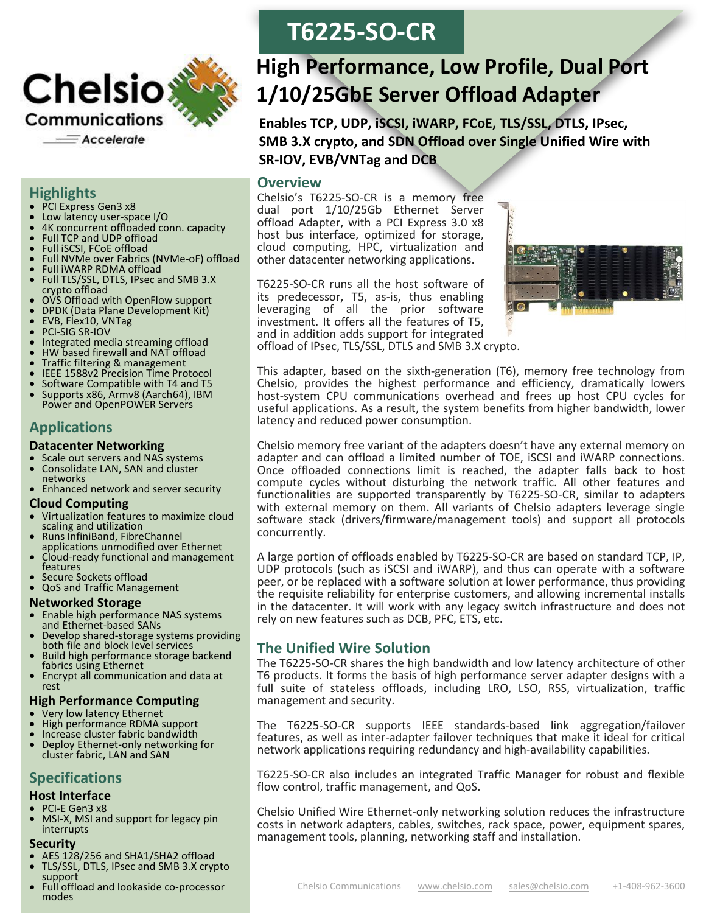# T6225-SO-CR

## High Performance, Low Profile, Dual Port 1/10/25GbE Server Offload Adapter

**Enables TCP, UDP, iSCSI, iWARP, FCoE, TLS/SSL, DTLS, IPsec, SMB 3.X crypto, and SDN Offload over Single Unified Wire with SR-IOV, EVB/VNTag and DCB**

## Highlights

- PCI Express Gen3 x8
- Low latency user-space I/O
- 4K concurrent offloaded conn. capacity
- Full TCP and UDP offload
- Full iSCSI, FCoE offload
- Full NVMe over Fabrics (NVMe-oF) offload
- Full iWARP RDMA offload
- Full TLS/SSL, DTLS, IPsec and SMB 3.X crypto offload
- OVS Offload with OpenFlow support
- DPDK (Data Plane Development Kit)
- EVB, Flex10, VNTag
- PCI-SIG SR-IOV
- Integrated media streaming offload
- HW based firewall and NAT offload
- Traffic filtering & management
- IEEE 1588v2 Precision Time Protocol
- Software Compatible with T4 and T5
- Supports x86, Armv8 (Aarch64), IBM Power and OpenPOWER Servers

## Applications

### Datacenter Networking

- Scale out servers and NAS systems
- Consolidate LAN, SAN and cluster networks
- Enhanced network and server security

### Cloud Computing

- Virtualization features to maximize cloud scaling and utilization
- Runs InfiniBand, FibreChannel applications unmodified over Ethernet
- Cloud-ready functional and management features
- Secure Sockets offload
- QoS and Traffic Management

### Networked Storage

- Enable high performance NAS systems and Ethernet-based SANs
- Develop shared-storage systems providing both file and block level services
- Build high performance storage backend fabrics using Ethernet
- Encrypt all communication and data at rest

### High Performance Computing

- Very low latency Ethernet
- High performance RDMA support
- Increase cluster fabric bandwidth
- Deploy Ethernet-only networking for cluster fabric, LAN and SAN

## Specifications

### Host Interface

- PCI-E Gen3 x8
- MSI-X, MSI and support for legacy pin interrupts

### Security

- AES 128/256 and SHA1/SHA2 offload
- TLS/SSL, DTLS, IPsec and SMB 3.X crypto support
- Full offload and lookaside co-processor modes

## Overview

Chelsio's T6225-SO-CR is a memory free dual port 1/10/25Gb Ethernet Server offload Adapter, with a PCI Express 3.0 x8 host bus interface, optimized for storage, cloud computing, HPC, virtualization and other datacenter networking applications.

T6225-SO-CR runs all the host software of its predecessor, T5, as-is, thus enabling leveraging of all the prior software investment. It offers all the features of T5, and in addition adds support for integrated offload of IPsec, TLS/SSL, DTLS and SMB 3.X crypto.

This adapter, based on the sixth-generation (T6), memory free technology from Chelsio, provides the highest performance and efficiency, dramatically lowers host-system CPU communications overhead and frees up host CPU cycles for useful applications. As a result, the system benefits from higher bandwidth, lower latency and reduced power consumption.

Chelsio memory free variant of the adapters doesn't have any external memory on adapter and can offload a limited number of TOE, iSCSI and iWARP connections. Once offloaded connections limit is reached, the adapter falls back to host compute cycles without disturbing the network traffic. All other features and functionalities are supported transparently by T6225-SO-CR, similar to adapters with external memory on them. All variants of Chelsio adapters leverage single software stack (drivers/firmware/management tools) and support all protocols concurrently.

A large portion of offloads enabled by T6225-SO-CR are based on standard TCP, IP, UDP protocols (such as iSCSI and iWARP), and thus can operate with a software peer, or be replaced with a software solution at lower performance, thus providing the requisite reliability for enterprise customers, and allowing incremental installs in the datacenter. It will work with any legacy switch infrastructure and does not rely on new features such as DCB, PFC, ETS, etc.

## The Unified Wire Solution

The T6225-SO-CR shares the high bandwidth and low latency architecture of other T6 products. It forms the basis of high performance server adapter designs with a full suite of stateless offloads, including LRO, LSO, RSS, virtualization, traffic management and security.

The T6225-SO-CR supports IEEE standards-based link aggregation/failover features, as well as inter-adapter failover techniques that make it ideal for critical network applications requiring redundancy and high-availability capabilities.

T6225-SO-CR also includes an integrated Traffic Manager for robust and flexible flow control, traffic management, and QoS.

Chelsio Unified Wire Ethernet-only networking solution reduces the infrastructure costs in network adapters, cables, switches, rack space, power, equipment spares, management tools, planning, networking staff and installation.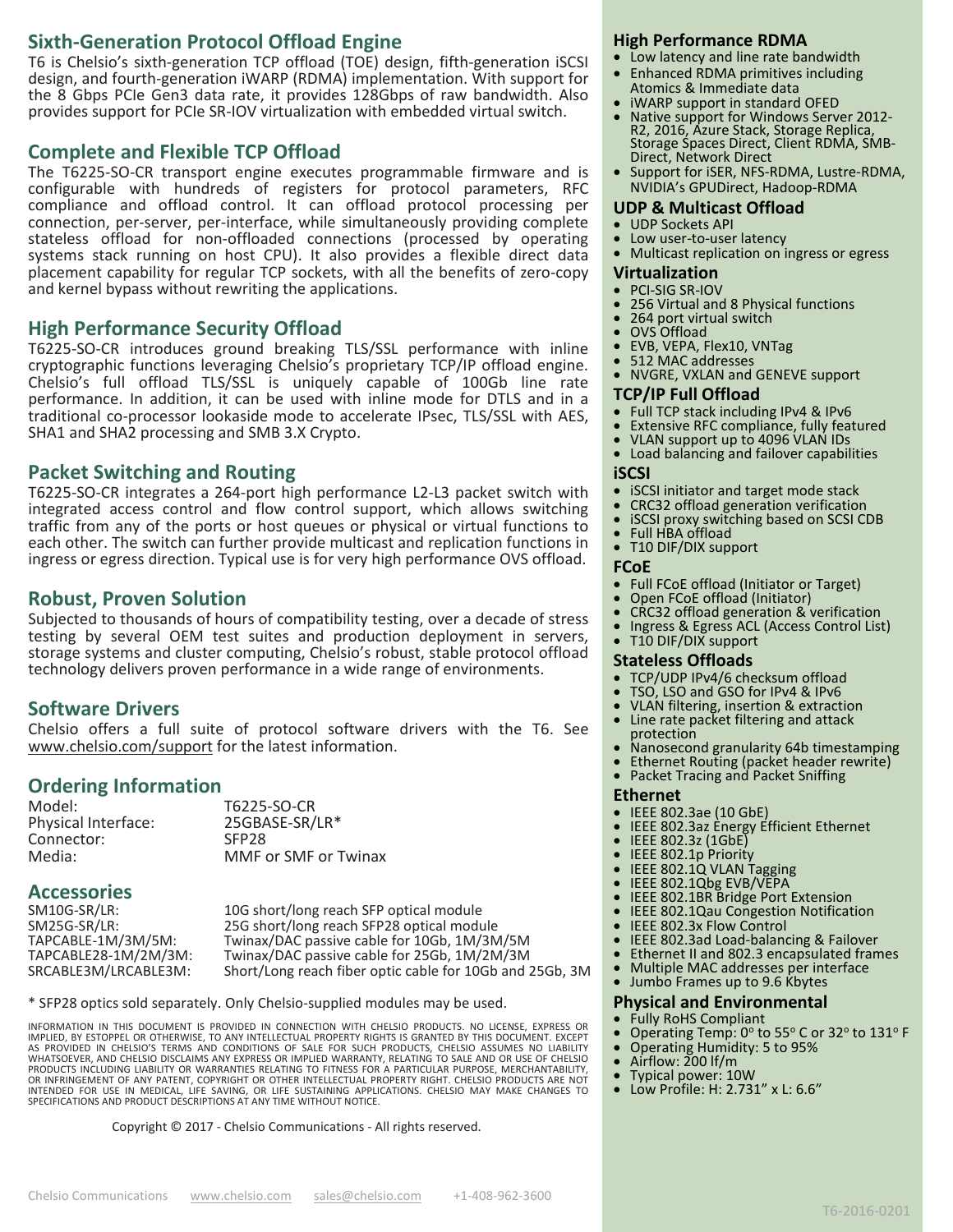## Sixth-Generation Protocol Offload Engine

T6 is Chelsio's sixth-generation TCP offload (TOE) design, fifth-generation iSCSI design, and fourth-generation iWARP (RDMA) implementation. With support for the 8 Gbps PCIe Gen3 data rate, it provides 128Gbps of raw bandwidth. Also provides support for PCIe SR-IOV virtualization with embedded virtual switch.

## Complete and Flexible TCP Offload

The T6225-SO-CR transport engine executes programmable firmware and is configurable with hundreds of registers for protocol parameters, RFC compliance and offload control. It can offload protocol processing per connection, per-server, per-interface, while simultaneously providing complete stateless offload for non-offloaded connections (processed by operating systems stack running on host CPU). It also provides a flexible direct data placement capability for regular TCP sockets, with all the benefits of zero-copy and kernel bypass without rewriting the applications.

## High Performance Security Offload

T6225-SO-CR introduces ground breaking TLS/SSL performance with inline cryptographic functions leveraging Chelsio's proprietary TCP/IP offload engine. Chelsio's full offload TLS/SSL is uniquely capable of 100Gb line rate performance. In addition, it can be used with inline mode for DTLS and in a traditional co-processor lookaside mode to accelerate IPsec, TLS/SSL with AES, SHA1 and SHA2 processing and SMB 3.X Crypto.

## Packet Switching and Routing

T6225-SO-CR integrates a 264-port high performance L2-L3 packet switch with integrated access control and flow control support, which allows switching traffic from any of the ports or host queues or physical or virtual functions to each other. The switch can further provide multicast and replication functions in ingress or egress direction. Typical use is for very high performance OVS offload.

## Robust, Proven Solution

Subjected to thousands of hours of compatibility testing, over a decade of stress testing by several OEM test suites and production deployment in servers, storage systems and cluster computing, Chelsio's robust, stable protocol offload technology delivers proven performance in a wide range of environments.

## Software Drivers

Chelsio offers a full suite of protocol software drivers with the T6. See www.chelsio.com/support for the latest information.

## Ordering Information

| | |
|---|---|
| Model: | T6225-SO-CR |
| Physical Interface: | 25GBASE-SR/LR* |
| Connector: | SFP28 |
| Media: | MMF or SMF or Twinax |

## Accessories

| | |
|---|---|
| SM10G-SR/LR: | 10G short/long reach SFP optical module |
| SM25G-SR/LR: | 25G short/long reach SFP28 optical module |
| TAPCABLE-1M/3M/5M: | Twinax/DAC passive cable for 10Gb, 1M/3M/5M |
| TAPCABLE28-1M/2M/3M: | Twinax/DAC passive cable for 25Gb, 1M/2M/3M |
| SRCABLE3M/LRCABLE3M: | Short/Long reach fiber optic cable for 10Gb and 25Gb, 3M |

* SFP28 optics sold separately. Only Chelsio-supplied modules may be used.

INFORMATION IN THIS DOCUMENT IS PROVIDED IN CONNECTION WITH CHELSIO PRODUCTS. NO LICENSE, EXPRESS OR IMPLIED, BY ESTOPPEL OR OTHERWISE, TO ANY INTELLECTUAL PROPERTY RIGHTS IS GRANTED BY THIS DOCUMENT. EXCEPT AS PROVIDED IN CHELSIO'S TERMS AND CONDITIONS OF SALE FOR SUCH PRODUCTS, CHELSIO ASSUMES NO LIABILITY WHATSOEVER, AND CHELSIO DISCLAIMS ANY EXPRESS OR IMPLIED WARRANTY, RELATING TO SALE AND OR USE OF CHELSIO PRODUCTS INCLUDING LIABILITY OR WARRANTIES RELATING TO FITNESS FOR A PARTICULAR PURPOSE, MERCHANTABILITY, OR INFRINGEMENT OF ANY PATENT, COPYRIGHT OR OTHER INTELLECTUAL PROPERTY RIGHT. CHELSIO PRODUCTS ARE NOT INTENDED FOR USE IN MEDICAL, LIFE SAVING, OR LIFE SUSTAINING APPLICATIONS. CHELSIO MAY MAKE CHANGES TO SPECIFICATIONS AND PRODUCT DESCRIPTIONS AT ANY TIME WITHOUT NOTICE.

Copyright © 2017 - Chelsio Communications - All rights reserved.

### High Performance RDMA

- Low latency and line rate bandwidth
- Enhanced RDMA primitives including Atomics & Immediate data
- iWARP support in standard OFED
- Native support for Windows Server 2012-R2, 2016, Azure Stack, Storage Replica, Storage Spaces Direct, Client RDMA, SMB-Direct, Network Direct
- Support for iSER, NFS-RDMA, Lustre-RDMA, NVIDIA's GPUDirect, Hadoop-RDMA

### UDP & Multicast Offload

- UDP Sockets API
- Low user-to-user latency
- Multicast replication on ingress or egress

### Virtualization

- PCI-SIG SR-IOV
- 256 Virtual and 8 Physical functions
- 264 port virtual switch
- OVS Offload
- EVB, VEPA, Flex10, VNTag
- 512 MAC addresses
- NVGRE, VXLAN and GENEVE support

### TCP/IP Full Offload

- Full TCP stack including IPv4 & IPv6
- Extensive RFC compliance, fully featured
- VLAN support up to 4096 VLAN IDs
- Load balancing and failover capabilities

### iSCSI

- iSCSI initiator and target mode stack
- CRC32 offload generation verification
- iSCSI proxy switching based on SCSI CDB
- Full HBA offload
- T10 DIF/DIX support

### FCoE

- Full FCoE offload (Initiator or Target)
- Open FCoE offload (Initiator)
- CRC32 offload generation & verification
- Ingress & Egress ACL (Access Control List)
- T10 DIF/DIX support

### Stateless Offloads

- TCP/UDP IPv4/6 checksum offload
- TSO, LSO and GSO for IPv4 & IPv6
- VLAN filtering, insertion & extraction
- Line rate packet filtering and attack protection
- Nanosecond granularity 64b timestamping
- Ethernet Routing (packet header rewrite)
- Packet Tracing and Packet Sniffing

### Ethernet

- IEEE 802.3ae (10 GbE)
- IEEE 802.3az Energy Efficient Ethernet
- IEEE 802.3z (1GbE)
- IEEE 802.1p Priority
- IEEE 802.1Q VLAN Tagging
- IEEE 802.1Qbg EVB/VEPA
- IEEE 802.1BR Bridge Port Extension
- IEEE 802.1Qau Congestion Notification
- IEEE 802.3x Flow Control
- IEEE 802.3ad Load-balancing & Failover
- Ethernet II and 802.3 encapsulated frames
- Multiple MAC addresses per interface
- Jumbo Frames up to 9.6 Kbytes

### Physical and Environmental

- Fully RoHS Compliant
- Operating Temp: 0° to 55° C or 32° to 131° F
- Operating Humidity: 5 to 95%
- Airflow: 200 lf/m
- Typical power: 10W
- Low Profile: H: 2.731" x L: 6.6"

Chelsio Communications www.chelsio.com sales@chelsio.com +1-408-962-3600

T6-2016-0201